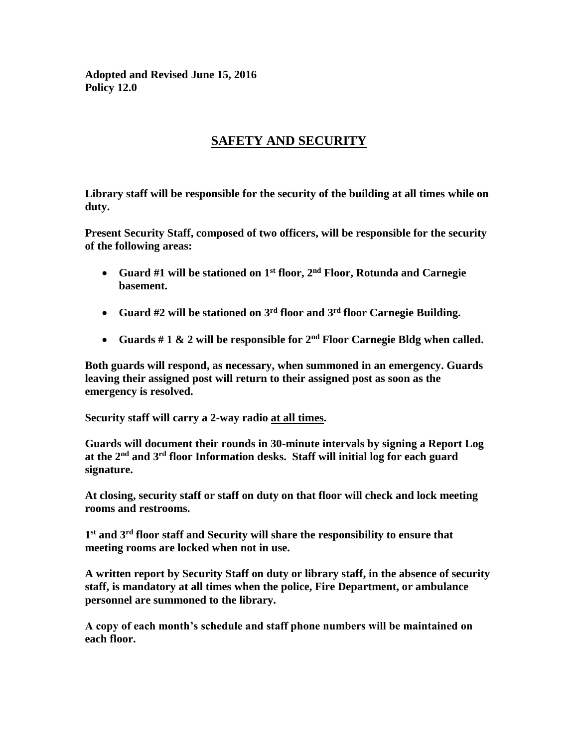**Adopted and Revised June 15, 2016**
**Policy 12.0**

# SAFETY AND SECURITY

**Library staff will be responsible for the security of the building at all times while on duty.**

**Present Security Staff, composed of two officers, will be responsible for the security of the following areas:**

- **Guard #1 will be stationed on 1st floor, 2nd Floor, Rotunda and Carnegie basement.**
- **Guard #2 will be stationed on 3rd floor and 3rd floor Carnegie Building.**
- **Guards # 1 & 2 will be responsible for 2nd Floor Carnegie Bldg when called.**

**Both guards will respond, as necessary, when summoned in an emergency. Guards leaving their assigned post will return to their assigned post as soon as the emergency is resolved.**

**Security staff will carry a 2-way radio <u>at all times</u>.**

**Guards will document their rounds in 30-minute intervals by signing a Report Log at the 2nd and 3rd floor Information desks. Staff will initial log for each guard signature.**

**At closing, security staff or staff on duty on that floor will check and lock meeting rooms and restrooms.**

**1st and 3rd floor staff and Security will share the responsibility to ensure that meeting rooms are locked when not in use.**

**A written report by Security Staff on duty or library staff, in the absence of security staff, is mandatory at all times when the police, Fire Department, or ambulance personnel are summoned to the library.**

**A copy of each month's schedule and staff phone numbers will be maintained on each floor.**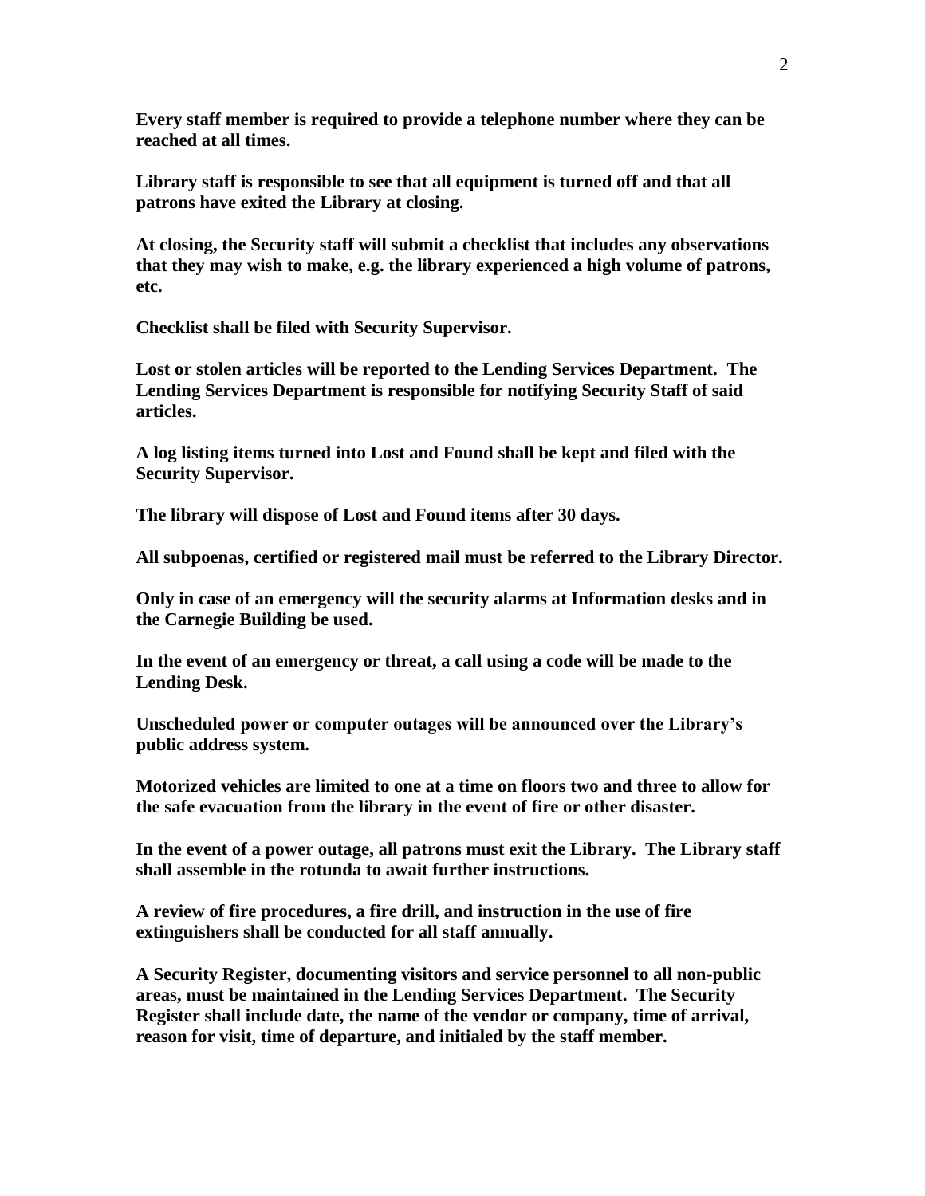**Every staff member is required to provide a telephone number where they can be reached at all times.**

**Library staff is responsible to see that all equipment is turned off and that all patrons have exited the Library at closing.**

**At closing, the Security staff will submit a checklist that includes any observations that they may wish to make, e.g. the library experienced a high volume of patrons, etc.**

**Checklist shall be filed with Security Supervisor.**

**Lost or stolen articles will be reported to the Lending Services Department. The Lending Services Department is responsible for notifying Security Staff of said articles.**

**A log listing items turned into Lost and Found shall be kept and filed with the Security Supervisor.**

**The library will dispose of Lost and Found items after 30 days.**

**All subpoenas, certified or registered mail must be referred to the Library Director.**

**Only in case of an emergency will the security alarms at Information desks and in the Carnegie Building be used.**

**In the event of an emergency or threat, a call using a code will be made to the Lending Desk.**

**Unscheduled power or computer outages will be announced over the Library's public address system.**

**Motorized vehicles are limited to one at a time on floors two and three to allow for the safe evacuation from the library in the event of fire or other disaster.**

**In the event of a power outage, all patrons must exit the Library. The Library staff shall assemble in the rotunda to await further instructions.**

**A review of fire procedures, a fire drill, and instruction in the use of fire extinguishers shall be conducted for all staff annually.**

**A Security Register, documenting visitors and service personnel to all non-public areas, must be maintained in the Lending Services Department. The Security Register shall include date, the name of the vendor or company, time of arrival, reason for visit, time of departure, and initialed by the staff member.**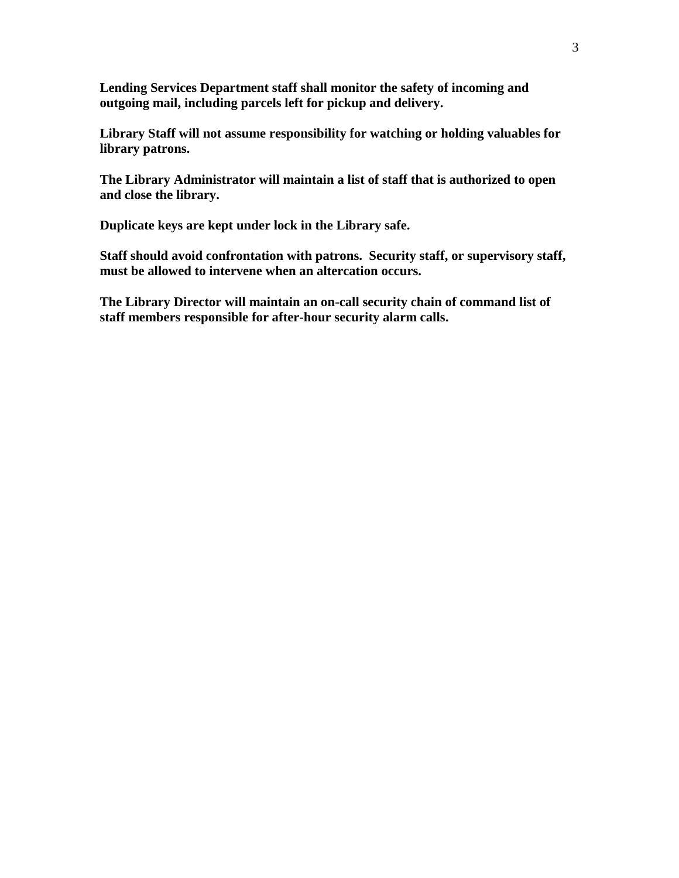**Lending Services Department staff shall monitor the safety of incoming and outgoing mail, including parcels left for pickup and delivery.**

**Library Staff will not assume responsibility for watching or holding valuables for library patrons.**

**The Library Administrator will maintain a list of staff that is authorized to open and close the library.**

**Duplicate keys are kept under lock in the Library safe.**

**Staff should avoid confrontation with patrons. Security staff, or supervisory staff, must be allowed to intervene when an altercation occurs.**

**The Library Director will maintain an on-call security chain of command list of staff members responsible for after-hour security alarm calls.**